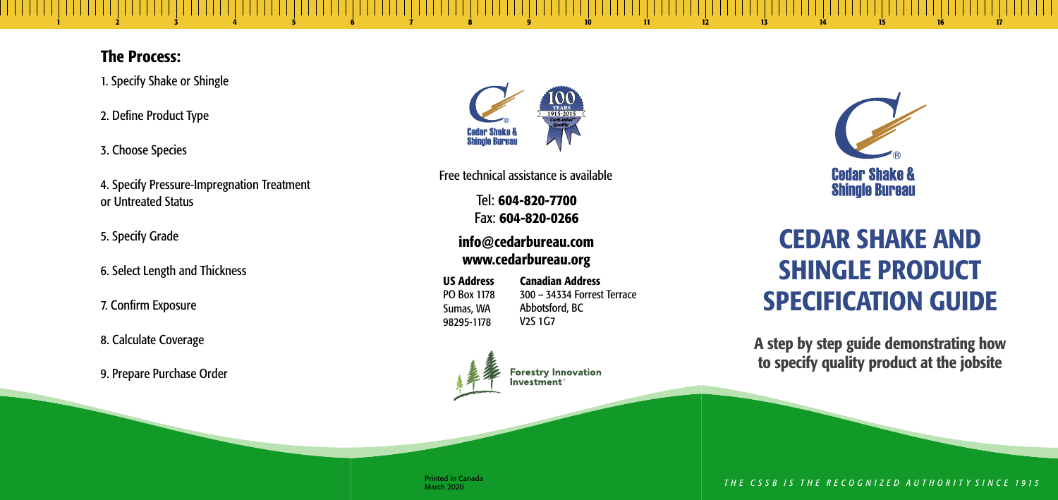## The Process:

1. Specify Shake or Shingle

2. Define Product Type

3. Choose Species

4. Specify Pressure-Impregnation Treatment or Untreated Status

5. Specify Grade

6. Select Length and Thickness

7. Confirm Exposure

8. Calculate Coverage

9. Prepare Purchase Order

Cedar Shake & Shingle Bureau

100 YEARS 1915-2015 Certi-label Quality

Free technical assistance is available

Tel: **604-820-7700**
Fax: **604-820-0266**

**info@cedarbureau.com**
**www.cedarbureau.org**

**US Address**
PO Box 1178
Sumas, WA
98295-1178

**Canadian Address**
300 – 34334 Forrest Terrace
Abbotsford, BC
V2S 1G7

Forestry Innovation Investment

Printed in Canada
March 2020

Cedar Shake & Shingle Bureau

# CEDAR SHAKE AND SHINGLE PRODUCT SPECIFICATION GUIDE

**A step by step guide demonstrating how to specify quality product at the jobsite**

*THE CSSB IS THE RECOGNIZED AUTHORITY SINCE 1915*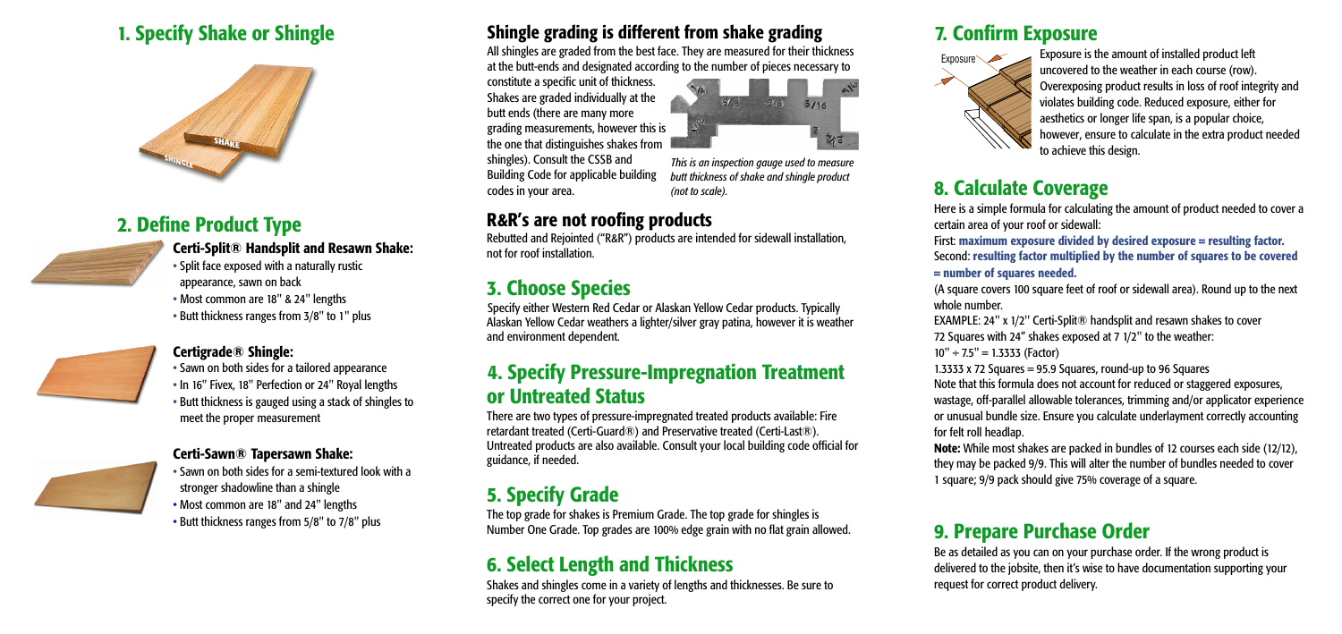## 1. Specify Shake or Shingle

## 2. Define Product Type

### Certi-Split® Handsplit and Resawn Shake:

- Split face exposed with a naturally rustic appearance, sawn on back
- Most common are 18" & 24" lengths
- Butt thickness ranges from 3/8" to 1" plus

### Certigrade® Shingle:

- Sawn on both sides for a tailored appearance
- In 16" Fivex, 18" Perfection or 24" Royal lengths
- Butt thickness is gauged using a stack of shingles to meet the proper measurement

### Certi-Sawn® Tapersawn Shake:

- Sawn on both sides for a semi-textured look with a stronger shadowline than a shingle
- Most common are 18" and 24" lengths
- Butt thickness ranges from 5/8" to 7/8" plus

### Shingle grading is different from shake grading

All shingles are graded from the best face. They are measured for their thickness at the butt-ends and designated according to the number of pieces necessary to constitute a specific unit of thickness. Shakes are graded individually at the butt ends (there are many more grading measurements, however this is the one that distinguishes shakes from shingles). Consult the CSSB and Building Code for applicable building codes in your area.

*This is an inspection gauge used to measure butt thickness of shake and shingle product (not to scale).*

### R&R's are not roofing products

Rebutted and Rejointed ("R&R") products are intended for sidewall installation, not for roof installation.

## 3. Choose Species

Specify either Western Red Cedar or Alaskan Yellow Cedar products. Typically Alaskan Yellow Cedar weathers a lighter/silver gray patina, however it is weather and environment dependent.

## 4. Specify Pressure-Impregnation Treatment or Untreated Status

There are two types of pressure-impregnated treated products available: Fire retardant treated (Certi-Guard®) and Preservative treated (Certi-Last®). Untreated products are also available. Consult your local building code official for guidance, if needed.

## 5. Specify Grade

The top grade for shakes is Premium Grade. The top grade for shingles is Number One Grade. Top grades are 100% edge grain with no flat grain allowed.

## 6. Select Length and Thickness

Shakes and shingles come in a variety of lengths and thicknesses. Be sure to specify the correct one for your project.

## 7. Confirm Exposure

Exposure

Exposure is the amount of installed product left uncovered to the weather in each course (row). Overexposing product results in loss of roof integrity and violates building code. Reduced exposure, either for aesthetics or longer life span, is a popular choice, however, ensure to calculate in the extra product needed to achieve this design.

## 8. Calculate Coverage

Here is a simple formula for calculating the amount of product needed to cover a certain area of your roof or sidewall:

First: **maximum exposure divided by desired exposure = resulting factor.**
Second: **resulting factor multiplied by the number of squares to be covered = number of squares needed.**

(A square covers 100 square feet of roof or sidewall area). Round up to the next whole number.

EXAMPLE: 24" x 1/2" Certi-Split® handsplit and resawn shakes to cover 72 Squares with 24" shakes exposed at 7 1/2" to the weather:

10" ÷ 7.5" = 1.3333 (Factor)

1.3333 x 72 Squares = 95.9 Squares, round-up to 96 Squares

Note that this formula does not account for reduced or staggered exposures, wastage, off-parallel allowable tolerances, trimming and/or applicator experience or unusual bundle size. Ensure you calculate underlayment correctly accounting for felt roll headlap.

**Note:** While most shakes are packed in bundles of 12 courses each side (12/12), they may be packed 9/9. This will alter the number of bundles needed to cover 1 square; 9/9 pack should give 75% coverage of a square.

## 9. Prepare Purchase Order

Be as detailed as you can on your purchase order. If the wrong product is delivered to the jobsite, then it's wise to have documentation supporting your request for correct product delivery.